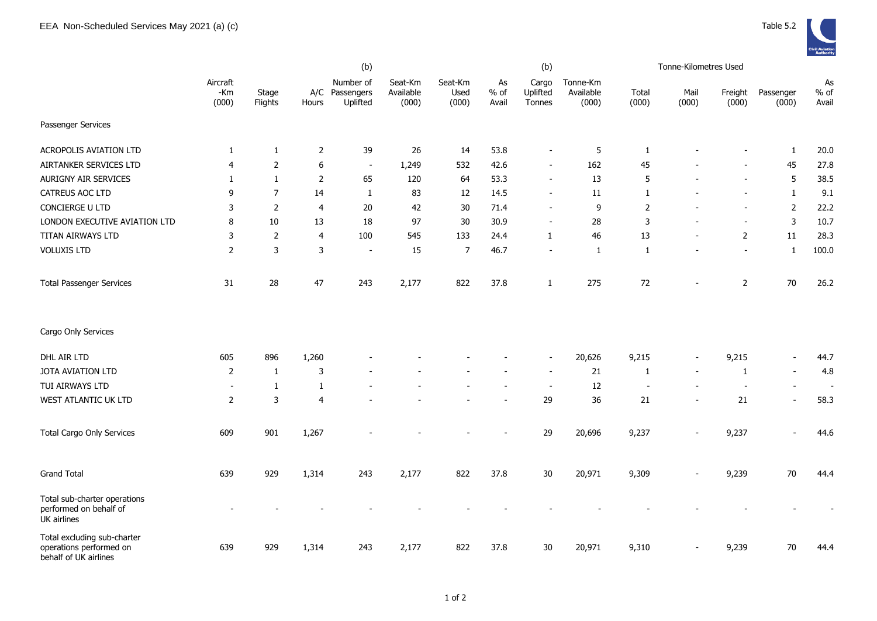# EEA Non-Scheduled Services May 2021 (a) (c)

Table 5.2

| | Aircraft -Km (000) | Stage Flights | A/C Hours | (b) Number of Passengers Uplifted | Seat-Km Available (000) | Seat-Km Used (000) | As % of Avail | (b) Cargo Uplifted Tonnes | Tonne-Km Available (000) | Tonne-Kilometres Used Total (000) | Mail (000) | Freight (000) | Passenger (000) | As % of Avail |
|---|---|---|---|---|---|---|---|---|---|---|---|---|---|---|
| Passenger Services | | | | | | | | | | | | | | |
| ACROPOLIS AVIATION LTD | 1 | 1 | 2 | 39 | 26 | 14 | 53.8 | - | 5 | 1 | - | - | 1 | 20.0 |
| AIRTANKER SERVICES LTD | 4 | 2 | 6 | - | 1,249 | 532 | 42.6 | - | 162 | 45 | - | - | 45 | 27.8 |
| AURIGNY AIR SERVICES | 1 | 1 | 2 | 65 | 120 | 64 | 53.3 | - | 13 | 5 | - | - | 5 | 38.5 |
| CATREUS AOC LTD | 9 | 7 | 14 | 1 | 83 | 12 | 14.5 | - | 11 | 1 | - | - | 1 | 9.1 |
| CONCIERGE U LTD | 3 | 2 | 4 | 20 | 42 | 30 | 71.4 | - | 9 | 2 | - | - | 2 | 22.2 |
| LONDON EXECUTIVE AVIATION LTD | 8 | 10 | 13 | 18 | 97 | 30 | 30.9 | - | 28 | 3 | - | - | 3 | 10.7 |
| TITAN AIRWAYS LTD | 3 | 2 | 4 | 100 | 545 | 133 | 24.4 | 1 | 46 | 13 | - | 2 | 11 | 28.3 |
| VOLUXIS LTD | 2 | 3 | 3 | - | 15 | 7 | 46.7 | - | 1 | 1 | - | - | 1 | 100.0 |
| Total Passenger Services | 31 | 28 | 47 | 243 | 2,177 | 822 | 37.8 | 1 | 275 | 72 | - | 2 | 70 | 26.2 |
| Cargo Only Services | | | | | | | | | | | | | | |
| DHL AIR LTD | 605 | 896 | 1,260 | - | - | - | - | - | 20,626 | 9,215 | - | 9,215 | - | 44.7 |
| JOTA AVIATION LTD | 2 | 1 | 3 | - | - | - | - | - | 21 | 1 | - | 1 | - | 4.8 |
| TUI AIRWAYS LTD | - | 1 | 1 | - | - | - | - | - | 12 | - | - | - | - | - |
| WEST ATLANTIC UK LTD | 2 | 3 | 4 | - | - | - | - | 29 | 36 | 21 | - | 21 | - | 58.3 |
| Total Cargo Only Services | 609 | 901 | 1,267 | - | - | - | - | 29 | 20,696 | 9,237 | - | 9,237 | - | 44.6 |
| Grand Total | 639 | 929 | 1,314 | 243 | 2,177 | 822 | 37.8 | 30 | 20,971 | 9,309 | - | 9,239 | 70 | 44.4 |
| Total sub-charter operations performed on behalf of UK airlines | - | - | - | - | - | - | - | - | - | - | - | - | - | - |
| Total excluding sub-charter operations performed on behalf of UK airlines | 639 | 929 | 1,314 | 243 | 2,177 | 822 | 37.8 | 30 | 20,971 | 9,310 | - | 9,239 | 70 | 44.4 |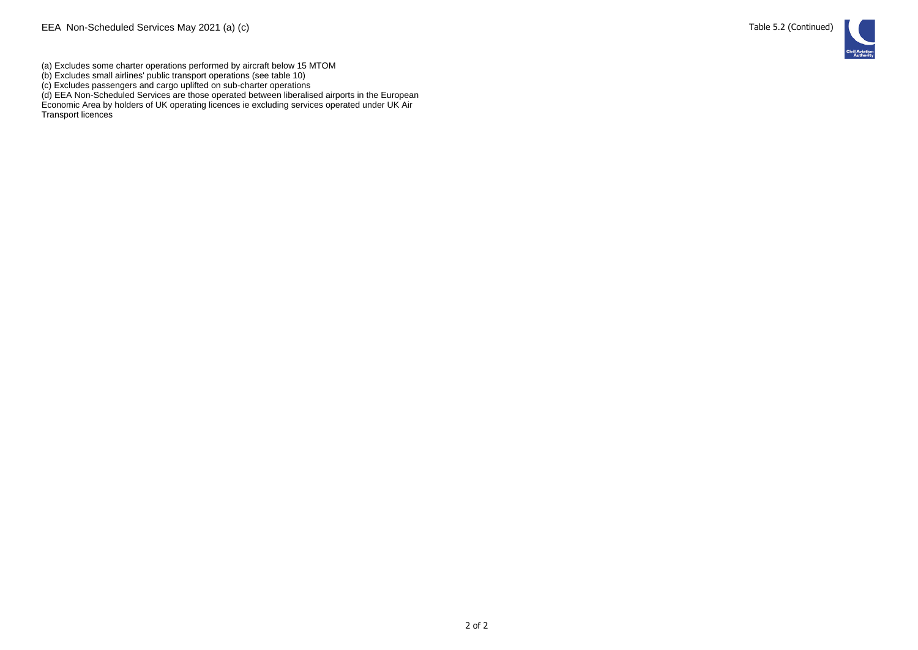EEA Non-Scheduled Services May 2021 (a) (c)

Table 5.2 (Continued)

(a) Excludes some charter operations performed by aircraft below 15 MTOM
(b) Excludes small airlines' public transport operations (see table 10)
(c) Excludes passengers and cargo uplifted on sub-charter operations
(d) EEA Non-Scheduled Services are those operated between liberalised airports in the European Economic Area by holders of UK operating licences ie excluding services operated under UK Air Transport licences